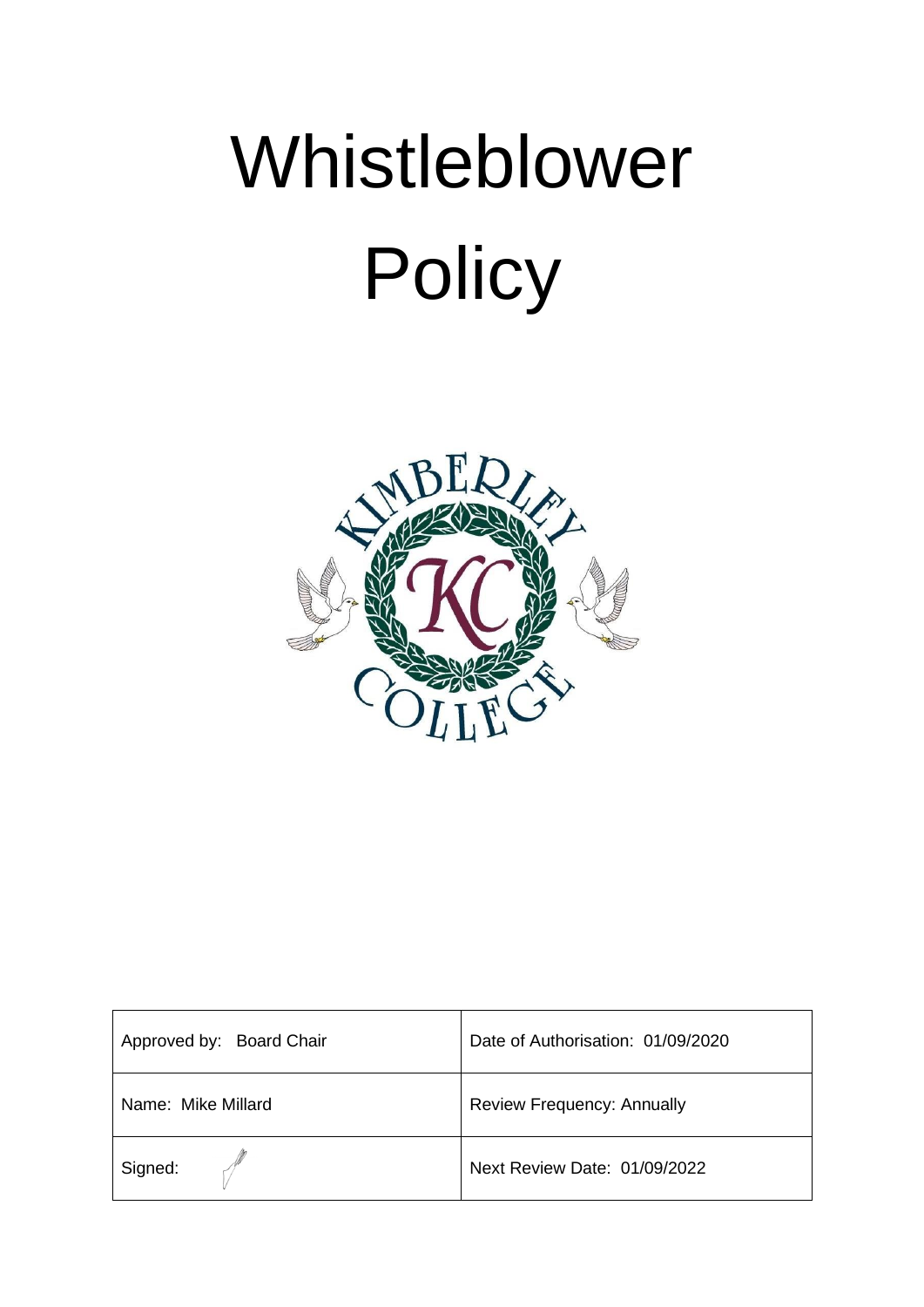# Whistleblower Policy

| Approved by: Board Chair | Date of Authorisation: 01/09/2020 |
| --- | --- |
| Name: Mike Millard | Review Frequency: Annually |
| Signed: | Next Review Date: 01/09/2022 |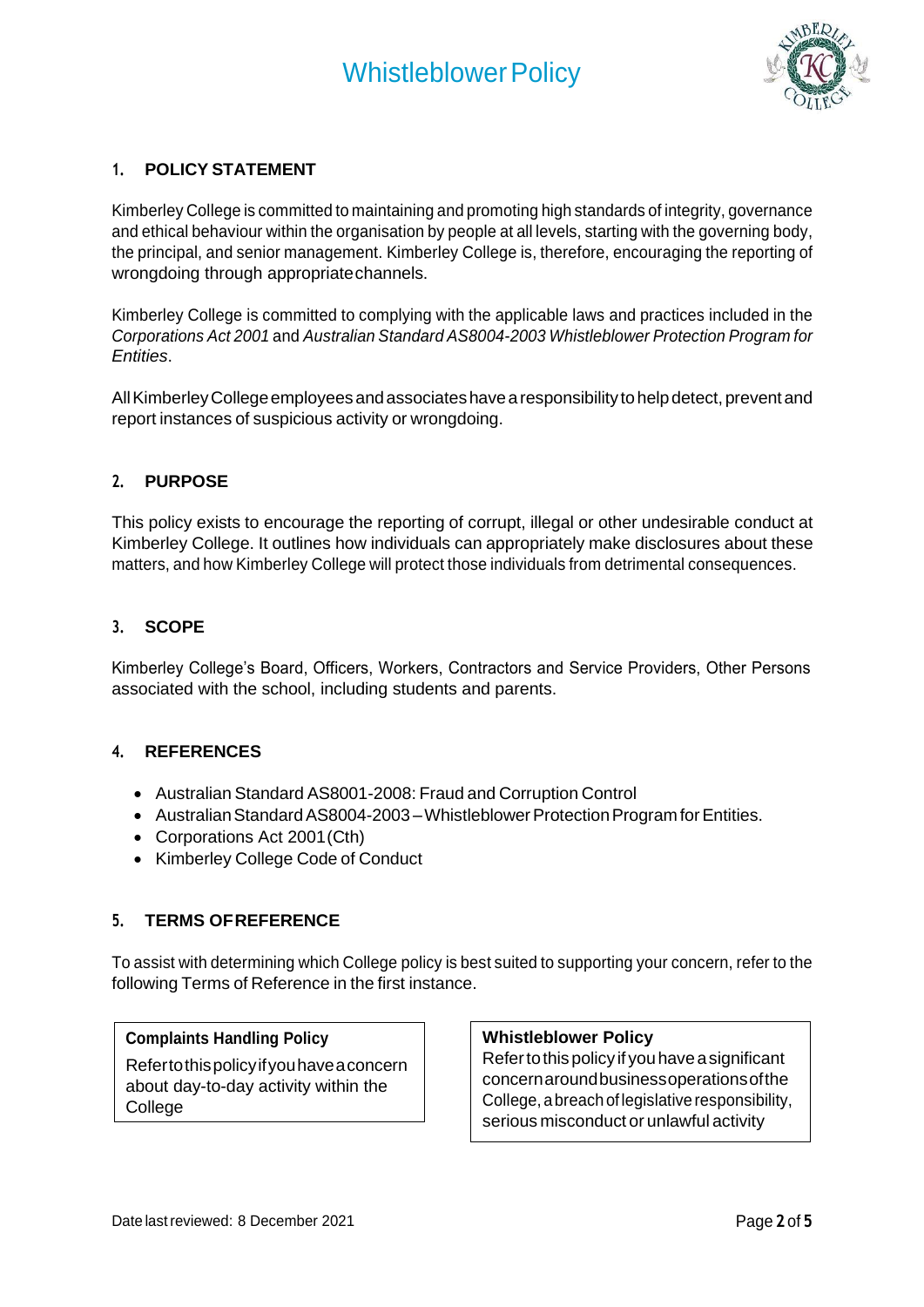## 1. POLICY STATEMENT

Kimberley College is committed to maintaining and promoting high standards of integrity, governance and ethical behaviour within the organisation by people at all levels, starting with the governing body, the principal, and senior management. Kimberley College is, therefore, encouraging the reporting of wrongdoing through appropriate channels.

Kimberley College is committed to complying with the applicable laws and practices included in the *Corporations Act 2001* and *Australian Standard AS8004-2003 Whistleblower Protection Program for Entities*.

All Kimberley College employees and associates have a responsibility to help detect, prevent and report instances of suspicious activity or wrongdoing.

## 2. PURPOSE

This policy exists to encourage the reporting of corrupt, illegal or other undesirable conduct at Kimberley College. It outlines how individuals can appropriately make disclosures about these matters, and how Kimberley College will protect those individuals from detrimental consequences.

## 3. SCOPE

Kimberley College's Board, Officers, Workers, Contractors and Service Providers, Other Persons associated with the school, including students and parents.

## 4. REFERENCES

- Australian Standard AS8001-2008: Fraud and Corruption Control
- Australian Standard AS8004-2003 – Whistleblower Protection Program for Entities.
- Corporations Act 2001 (Cth)
- Kimberley College Code of Conduct

## 5. TERMS OF REFERENCE

To assist with determining which College policy is best suited to supporting your concern, refer to the following Terms of Reference in the first instance.

| Complaints Handling Policy | Whistleblower Policy |
| --- | --- |
| Refer to this policy if you have a concern about day-to-day activity within the College | Refer to this policy if you have a significant concern around business operations of the College, a breach of legislative responsibility, serious misconduct or unlawful activity |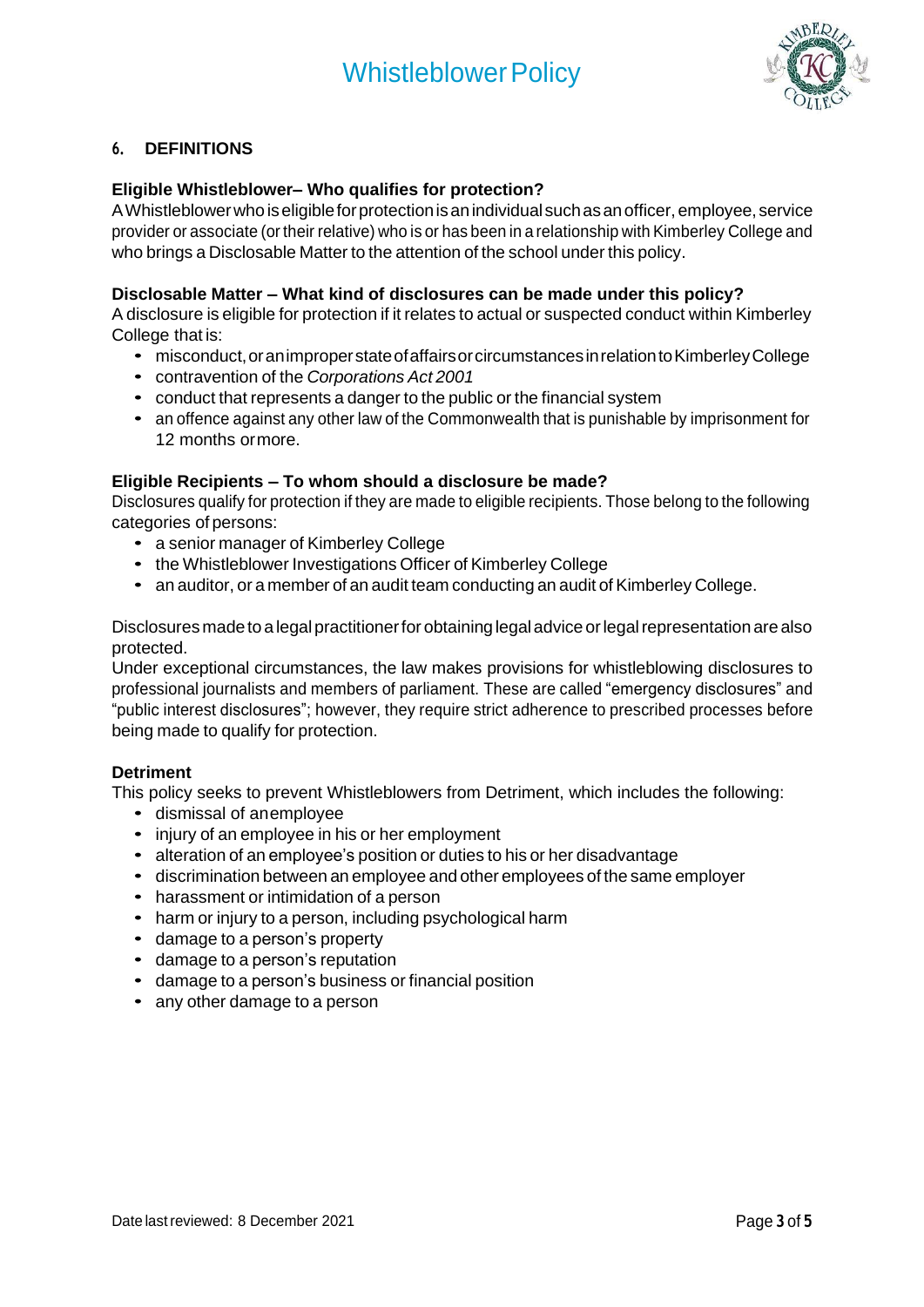## 6. DEFINITIONS

**Eligible Whistleblower– Who qualifies for protection?**

A Whistleblower who is eligible for protection is an individual such as an officer, employee, service provider or associate (or their relative) who is or has been in a relationship with Kimberley College and who brings a Disclosable Matter to the attention of the school under this policy.

**Disclosable Matter – What kind of disclosures can be made under this policy?**

A disclosure is eligible for protection if it relates to actual or suspected conduct within Kimberley College that is:

- misconduct, or an improper state of affairs or circumstances in relation to Kimberley College
- contravention of the *Corporations Act 2001*
- conduct that represents a danger to the public or the financial system
- an offence against any other law of the Commonwealth that is punishable by imprisonment for 12 months or more.

**Eligible Recipients – To whom should a disclosure be made?**

Disclosures qualify for protection if they are made to eligible recipients. Those belong to the following categories of persons:

- a senior manager of Kimberley College
- the Whistleblower Investigations Officer of Kimberley College
- an auditor, or a member of an audit team conducting an audit of Kimberley College.

Disclosures made to a legal practitioner for obtaining legal advice or legal representation are also protected.

Under exceptional circumstances, the law makes provisions for whistleblowing disclosures to professional journalists and members of parliament. These are called "emergency disclosures" and "public interest disclosures"; however, they require strict adherence to prescribed processes before being made to qualify for protection.

**Detriment**

This policy seeks to prevent Whistleblowers from Detriment, which includes the following:

- dismissal of an employee
- injury of an employee in his or her employment
- alteration of an employee's position or duties to his or her disadvantage
- discrimination between an employee and other employees of the same employer
- harassment or intimidation of a person
- harm or injury to a person, including psychological harm
- damage to a person's property
- damage to a person's reputation
- damage to a person's business or financial position
- any other damage to a person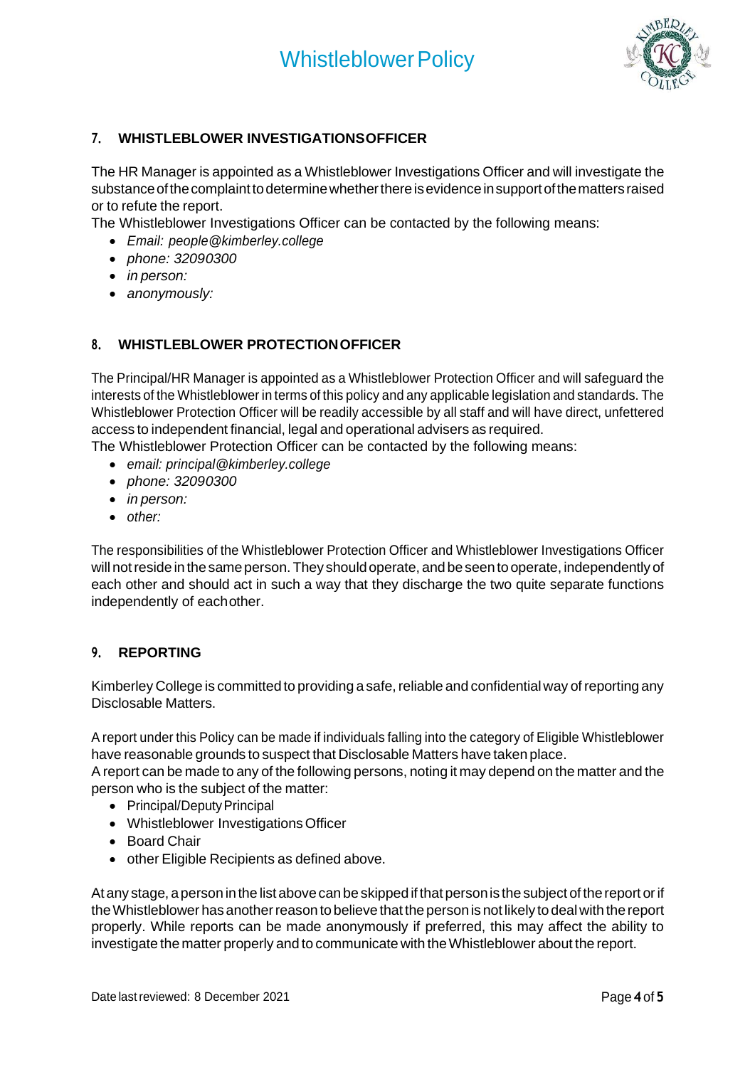## 7. WHISTLEBLOWER INVESTIGATIONSOFFICER

The HR Manager is appointed as a Whistleblower Investigations Officer and will investigate the substance of the complaint to determine whether there is evidence in support of the matters raised or to refute the report.

The Whistleblower Investigations Officer can be contacted by the following means:

- *Email: people@kimberley.college*
- *phone: 32090300*
- *in person:*
- *anonymously:*

## 8. WHISTLEBLOWER PROTECTIONOFFICER

The Principal/HR Manager is appointed as a Whistleblower Protection Officer and will safeguard the interests of the Whistleblower in terms of this policy and any applicable legislation and standards. The Whistleblower Protection Officer will be readily accessible by all staff and will have direct, unfettered access to independent financial, legal and operational advisers as required.

The Whistleblower Protection Officer can be contacted by the following means:

- *email: principal@kimberley.college*
- *phone: 32090300*
- *in person:*
- *other:*

The responsibilities of the Whistleblower Protection Officer and Whistleblower Investigations Officer will not reside in the same person. They should operate, and be seen to operate, independently of each other and should act in such a way that they discharge the two quite separate functions independently of eachother.

## 9. REPORTING

Kimberley College is committed to providing a safe, reliable and confidential way of reporting any Disclosable Matters.

A report under this Policy can be made if individuals falling into the category of Eligible Whistleblower have reasonable grounds to suspect that Disclosable Matters have taken place.

A report can be made to any of the following persons, noting it may depend on the matter and the person who is the subject of the matter:

- Principal/Deputy Principal
- Whistleblower Investigations Officer
- Board Chair
- other Eligible Recipients as defined above.

At any stage, a person in the list above can be skipped if that person is the subject of the report or if the Whistleblower has another reason to believe that the person is not likely to deal with the report properly. While reports can be made anonymously if preferred, this may affect the ability to investigate the matter properly and to communicate with the Whistleblower about the report.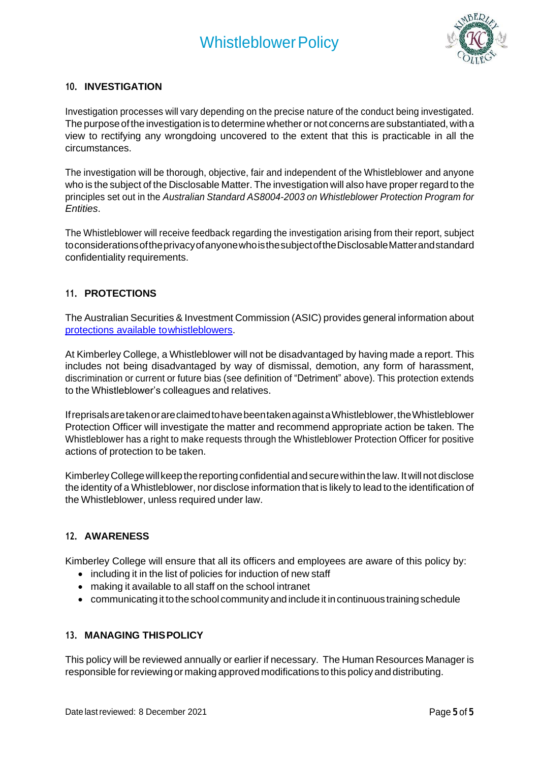## 10. INVESTIGATION

Investigation processes will vary depending on the precise nature of the conduct being investigated. The purpose of the investigation is to determine whether or not concerns are substantiated, with a view to rectifying any wrongdoing uncovered to the extent that this is practicable in all the circumstances.

The investigation will be thorough, objective, fair and independent of the Whistleblower and anyone who is the subject of the Disclosable Matter. The investigation will also have proper regard to the principles set out in the *Australian Standard AS8004-2003 on Whistleblower Protection Program for Entities*.

The Whistleblower will receive feedback regarding the investigation arising from their report, subject to considerations of the privacy of anyone who is the subject of the Disclosable Matter and standard confidentiality requirements.

## 11. PROTECTIONS

The Australian Securities & Investment Commission (ASIC) provides general information about [protections available to whistleblowers](#).

At Kimberley College, a Whistleblower will not be disadvantaged by having made a report. This includes not being disadvantaged by way of dismissal, demotion, any form of harassment, discrimination or current or future bias (see definition of "Detriment" above). This protection extends to the Whistleblower's colleagues and relatives.

If reprisals are taken or are claimed to have been taken against a Whistleblower, the Whistleblower Protection Officer will investigate the matter and recommend appropriate action be taken. The Whistleblower has a right to make requests through the Whistleblower Protection Officer for positive actions of protection to be taken.

Kimberley College will keep the reporting confidential and secure within the law. It will not disclose the identity of a Whistleblower, nor disclose information that is likely to lead to the identification of the Whistleblower, unless required under law.

## 12. AWARENESS

Kimberley College will ensure that all its officers and employees are aware of this policy by:

- including it in the list of policies for induction of new staff
- making it available to all staff on the school intranet
- communicating it to the school community and include it in continuous training schedule

## 13. MANAGING THIS POLICY

This policy will be reviewed annually or earlier if necessary. The Human Resources Manager is responsible for reviewing or making approved modifications to this policy and distributing.

Date last reviewed: 8 December 2021